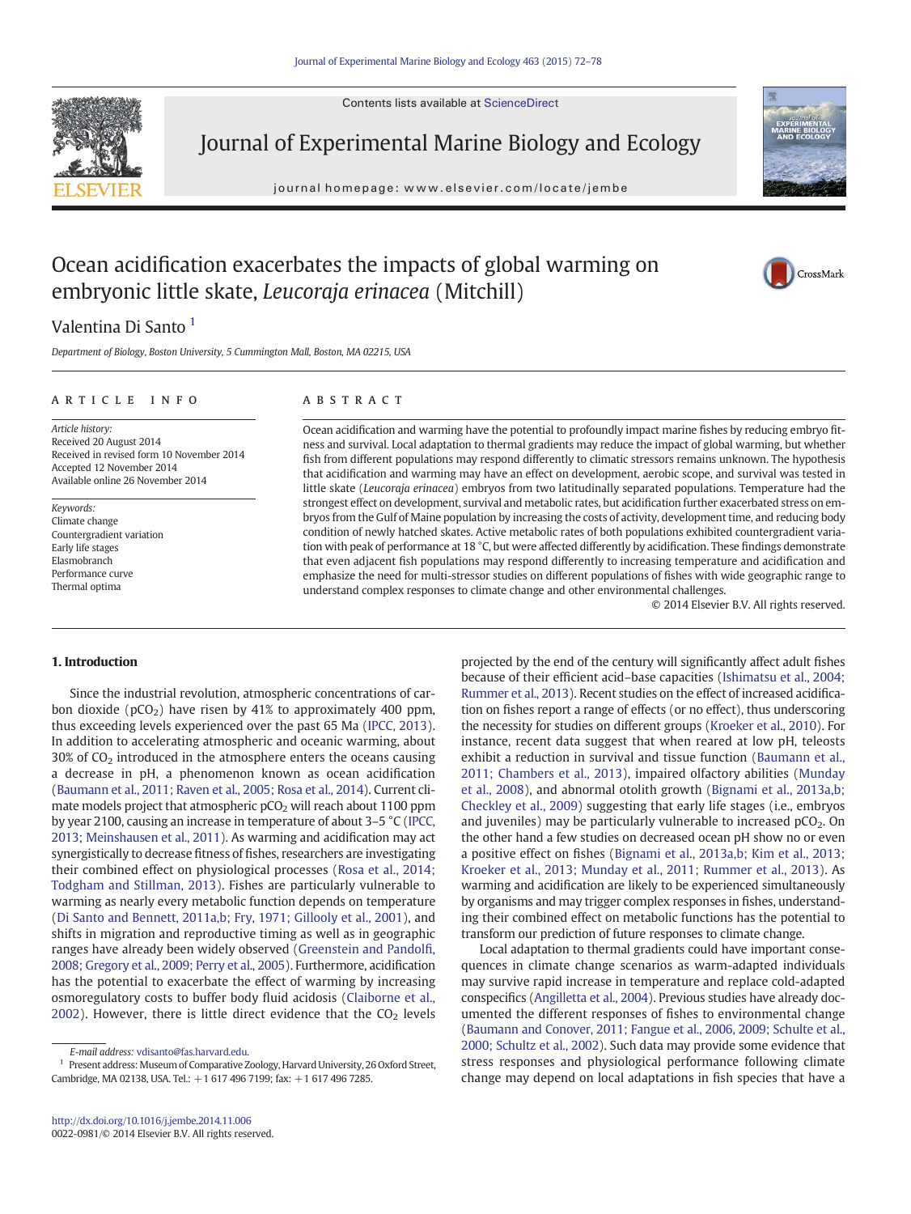# Ocean acidification exacerbates the impacts of global warming on embryonic little skate, *Leucoraja erinacea* (Mitchill)

Valentina Di Santo [1]

*Department of Biology, Boston University, 5 Cummington Mall, Boston, MA 02215, USA*

## ARTICLE INFO

*Article history:*
Received 20 August 2014
Received in revised form 10 November 2014
Accepted 12 November 2014
Available online 26 November 2014

*Keywords:*
Climate change
Countergradient variation
Early life stages
Elasmobranch
Performance curve
Thermal optima

## ABSTRACT

Ocean acidification and warming have the potential to profoundly impact marine fishes by reducing embryo fitness and survival. Local adaptation to thermal gradients may reduce the impact of global warming, but whether fish from different populations may respond differently to climatic stressors remains unknown. The hypothesis that acidification and warming may have an effect on development, aerobic scope, and survival was tested in little skate (*Leucoraja erinacea*) embryos from two latitudinally separated populations. Temperature had the strongest effect on development, survival and metabolic rates, but acidification further exacerbated stress on embryos from the Gulf of Maine population by increasing the costs of activity, development time, and reducing body condition of newly hatched skates. Active metabolic rates of both populations exhibited countergradient variation with peak of performance at 18 °C, but were affected differently by acidification. These findings demonstrate that even adjacent fish populations may respond differently to increasing temperature and acidification and emphasize the need for multi-stressor studies on different populations of fishes with wide geographic range to understand complex responses to climate change and other environmental challenges.

© 2014 Elsevier B.V. All rights reserved.

## 1. Introduction

Since the industrial revolution, atmospheric concentrations of carbon dioxide ($pCO_2$) have risen by 41% to approximately 400 ppm, thus exceeding levels experienced over the past 65 Ma (IPCC, 2013). In addition to accelerating atmospheric and oceanic warming, about 30% of $CO_2$ introduced in the atmosphere enters the oceans causing a decrease in pH, a phenomenon known as ocean acidification (Baumann et al., 2011; Raven et al., 2005; Rosa et al., 2014). Current climate models project that atmospheric $pCO_2$ will reach about 1100 ppm by year 2100, causing an increase in temperature of about 3–5 °C (IPCC, 2013; Meinshausen et al., 2011). As warming and acidification may act synergistically to decrease fitness of fishes, researchers are investigating their combined effect on physiological processes (Rosa et al., 2014; Todgham and Stillman, 2013). Fishes are particularly vulnerable to warming as nearly every metabolic function depends on temperature (Di Santo and Bennett, 2011a,b; Fry, 1971; Gillooly et al., 2001), and shifts in migration and reproductive timing as well as in geographic ranges have already been widely observed (Greenstein and Pandolfi, 2008; Gregory et al., 2009; Perry et al., 2005). Furthermore, acidification has the potential to exacerbate the effect of warming by increasing osmoregulatory costs to buffer body fluid acidosis (Claiborne et al., 2002). However, there is little direct evidence that the $CO_2$ levels projected by the end of the century will significantly affect adult fishes because of their efficient acid–base capacities (Ishimatsu et al., 2004; Rummer et al., 2013). Recent studies on the effect of increased acidification on fishes report a range of effects (or no effect), thus underscoring the necessity for studies on different groups (Kroeker et al., 2010). For instance, recent data suggest that when reared at low pH, teleosts exhibit a reduction in survival and tissue function (Baumann et al., 2011; Chambers et al., 2013), impaired olfactory abilities (Munday et al., 2008), and abnormal otolith growth (Bignami et al., 2013a,b; Checkley et al., 2009) suggesting that early life stages (i.e., embryos and juveniles) may be particularly vulnerable to increased $pCO_2$. On the other hand a few studies on decreased ocean pH show no or even a positive effect on fishes (Bignami et al., 2013a,b; Kim et al., 2013; Kroeker et al., 2013; Munday et al., 2011; Rummer et al., 2013). As warming and acidification are likely to be experienced simultaneously by organisms and may trigger complex responses in fishes, understanding their combined effect on metabolic functions has the potential to transform our prediction of future responses to climate change.

Local adaptation to thermal gradients could have important consequences in climate change scenarios as warm-adapted individuals may survive rapid increase in temperature and replace cold-adapted conspecifics (Angilletta et al., 2004). Previous studies have already documented the different responses of fishes to environmental change (Baumann and Conover, 2011; Fangue et al., 2006, 2009; Schulte et al., 2000; Schultz et al., 2002). Such data may provide some evidence that stress responses and physiological performance following climate change may depend on local adaptations in fish species that have a

E-mail address: vdisanto@fas.harvard.edu.

[1] Present address: Museum of Comparative Zoology, Harvard University, 26 Oxford Street, Cambridge, MA 02138, USA. Tel.: +1 617 496 7199; fax: +1 617 496 7285.

http://dx.doi.org/10.1016/j.jembe.2014.11.006
0022-0981/© 2014 Elsevier B.V. All rights reserved.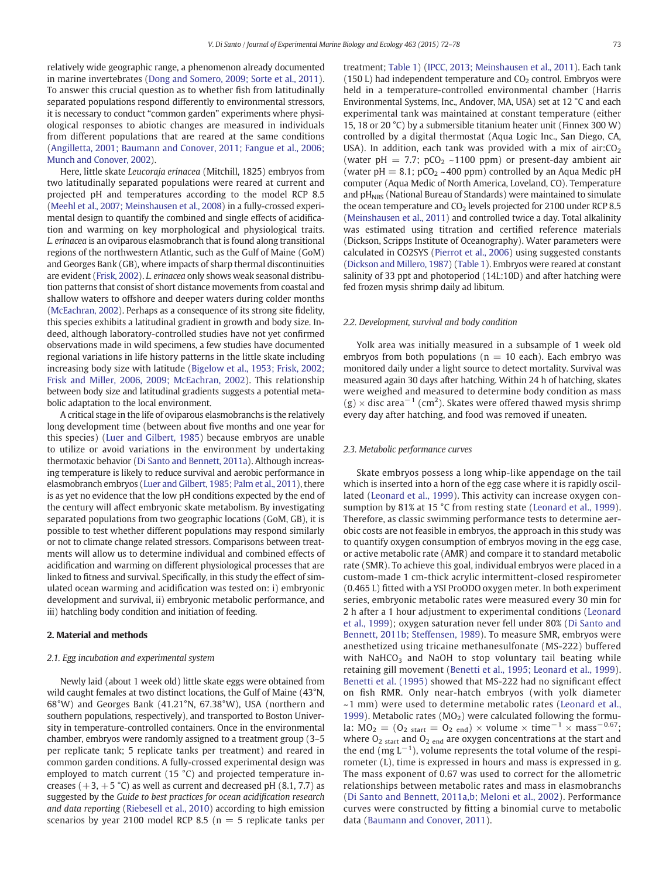relatively wide geographic range, a phenomenon already documented in marine invertebrates (Dong and Somero, 2009; Sorte et al., 2011). To answer this crucial question as to whether fish from latitudinally separated populations respond differently to environmental stressors, it is necessary to conduct "common garden" experiments where physiological responses to abiotic changes are measured in individuals from different populations that are reared at the same conditions (Angilletta, 2001; Baumann and Conover, 2011; Fangue et al., 2006; Munch and Conover, 2002).

Here, little skate *Leucoraja erinacea* (Mitchill, 1825) embryos from two latitudinally separated populations were reared at current and projected pH and temperatures according to the model RCP 8.5 (Meehl et al., 2007; Meinshausen et al., 2008) in a fully-crossed experimental design to quantify the combined and single effects of acidification and warming on key morphological and physiological traits. *L. erinacea* is an oviparous elasmobranch that is found along transitional regions of the northwestern Atlantic, such as the Gulf of Maine (GoM) and Georges Bank (GB), where impacts of sharp thermal discontinuities are evident (Frisk, 2002). *L. erinacea* only shows weak seasonal distribution patterns that consist of short distance movements from coastal and shallow waters to offshore and deeper waters during colder months (McEachran, 2002). Perhaps as a consequence of its strong site fidelity, this species exhibits a latitudinal gradient in growth and body size. Indeed, although laboratory-controlled studies have not yet confirmed observations made in wild specimens, a few studies have documented regional variations in life history patterns in the little skate including increasing body size with latitude (Bigelow et al., 1953; Frisk, 2002; Frisk and Miller, 2006, 2009; McEachran, 2002). This relationship between body size and latitudinal gradients suggests a potential metabolic adaptation to the local environment.

A critical stage in the life of oviparous elasmobranchs is the relatively long development time (between about five months and one year for this species) (Luer and Gilbert, 1985) because embryos are unable to utilize or avoid variations in the environment by undertaking thermotaxic behavior (Di Santo and Bennett, 2011a). Although increasing temperature is likely to reduce survival and aerobic performance in elasmobranch embryos (Luer and Gilbert, 1985; Palm et al., 2011), there is as yet no evidence that the low pH conditions expected by the end of the century will affect embryonic skate metabolism. By investigating separated populations from two geographic locations (GoM, GB), it is possible to test whether different populations may respond similarly or not to climate change related stressors. Comparisons between treatments will allow us to determine individual and combined effects of acidification and warming on different physiological processes that are linked to fitness and survival. Specifically, in this study the effect of simulated ocean warming and acidification was tested on: i) embryonic development and survival, ii) embryonic metabolic performance, and iii) hatchling body condition and initiation of feeding.

## 2. Material and methods

### 2.1. Egg incubation and experimental system

Newly laid (about 1 week old) little skate eggs were obtained from wild caught females at two distinct locations, the Gulf of Maine (43°N, 68°W) and Georges Bank (41.21°N, 67.38°W), USA (northern and southern populations, respectively), and transported to Boston University in temperature-controlled containers. Once in the environmental chamber, embryos were randomly assigned to a treatment group (3–5 per replicate tank; 5 replicate tanks per treatment) and reared in common garden conditions. A fully-crossed experimental design was employed to match current (15 °C) and projected temperature increases (+3, +5 °C) as well as current and decreased pH (8.1, 7.7) as suggested by the *Guide to best practices for ocean acidification research and data reporting* (Riebesell et al., 2010) according to high emission scenarios by year 2100 model RCP 8.5 (n = 5 replicate tanks per treatment; Table 1) (IPCC, 2013; Meinshausen et al., 2011). Each tank (150 L) had independent temperature and $CO_2$ control. Embryos were held in a temperature-controlled environmental chamber (Harris Environmental Systems, Inc., Andover, MA, USA) set at 12 °C and each experimental tank was maintained at constant temperature (either 15, 18 or 20 °C) by a submersible titanium heater unit (Finnex 300 W) controlled by a digital thermostat (Aqua Logic Inc., San Diego, CA, USA). In addition, each tank was provided with a mix of air:$CO_2$ (water pH = 7.7; $pCO_2$ ~1100 ppm) or present-day ambient air (water pH = 8.1; $pCO_2$ ~400 ppm) controlled by an Aqua Medic pH computer (Aqua Medic of North America, Loveland, CO). Temperature and $pH_{NBS}$ (National Bureau of Standards) were maintained to simulate the ocean temperature and $CO_2$ levels projected for 2100 under RCP 8.5 (Meinshausen et al., 2011) and controlled twice a day. Total alkalinity was estimated using titration and certified reference materials (Dickson, Scripps Institute of Oceanography). Water parameters were calculated in CO2SYS (Pierrot et al., 2006) using suggested constants (Dickson and Millero, 1987) (Table 1). Embryos were reared at constant salinity of 33 ppt and photoperiod (14L:10D) and after hatching were fed frozen mysis shrimp daily ad libitum.

### 2.2. Development, survival and body condition

Yolk area was initially measured in a subsample of 1 week old embryos from both populations (n = 10 each). Each embryo was monitored daily under a light source to detect mortality. Survival was measured again 30 days after hatching. Within 24 h of hatching, skates were weighed and measured to determine body condition as mass (g) × disc area$^{-1}$ (cm$^2$). Skates were offered thawed mysis shrimp every day after hatching, and food was removed if uneaten.

### 2.3. Metabolic performance curves

Skate embryos possess a long whip-like appendage on the tail which is inserted into a horn of the egg case where it is rapidly oscillated (Leonard et al., 1999). This activity can increase oxygen consumption by 81% at 15 °C from resting state (Leonard et al., 1999). Therefore, as classic swimming performance tests to determine aerobic costs are not feasible in embryos, the approach in this study was to quantify oxygen consumption of embryos moving in the egg case, or active metabolic rate (AMR) and compare it to standard metabolic rate (SMR). To achieve this goal, individual embryos were placed in a custom-made 1 cm-thick acrylic intermittent-closed respirometer (0.465 L) fitted with a YSI ProODO oxygen meter. In both experiment series, embryonic metabolic rates were measured every 30 min for 2 h after a 1 hour adjustment to experimental conditions (Leonard et al., 1999); oxygen saturation never fell under 80% (Di Santo and Bennett, 2011b; Steffensen, 1989). To measure SMR, embryos were anesthetized using tricaine methanesulfonate (MS-222) buffered with $NaHCO_3$ and NaOH to stop voluntary tail beating while retaining gill movement (Benetti et al., 1995; Leonard et al., 1999). Benetti et al. (1995) showed that MS-222 had no significant effect on fish RMR. Only near-hatch embryos (with yolk diameter ~1 mm) were used to determine metabolic rates (Leonard et al., 1999). Metabolic rates ($MO_2$) were calculated following the formula: $MO_2 = (O_{2\ start} - O_{2\ end}) \times \text{volume} \times \text{time}^{-1} \times \text{mass}^{-0.67}$; where $O_{2\ start}$ and $O_{2\ end}$ are oxygen concentrations at the start and the end (mg L$^{-1}$), volume represents the total volume of the respirometer (L), time is expressed in hours and mass is expressed in g. The mass exponent of 0.67 was used to correct for the allometric relationships between metabolic rates and mass in elasmobranchs (Di Santo and Bennett, 2011a,b; Meloni et al., 2002). Performance curves were constructed by fitting a binomial curve to metabolic data (Baumann and Conover, 2011).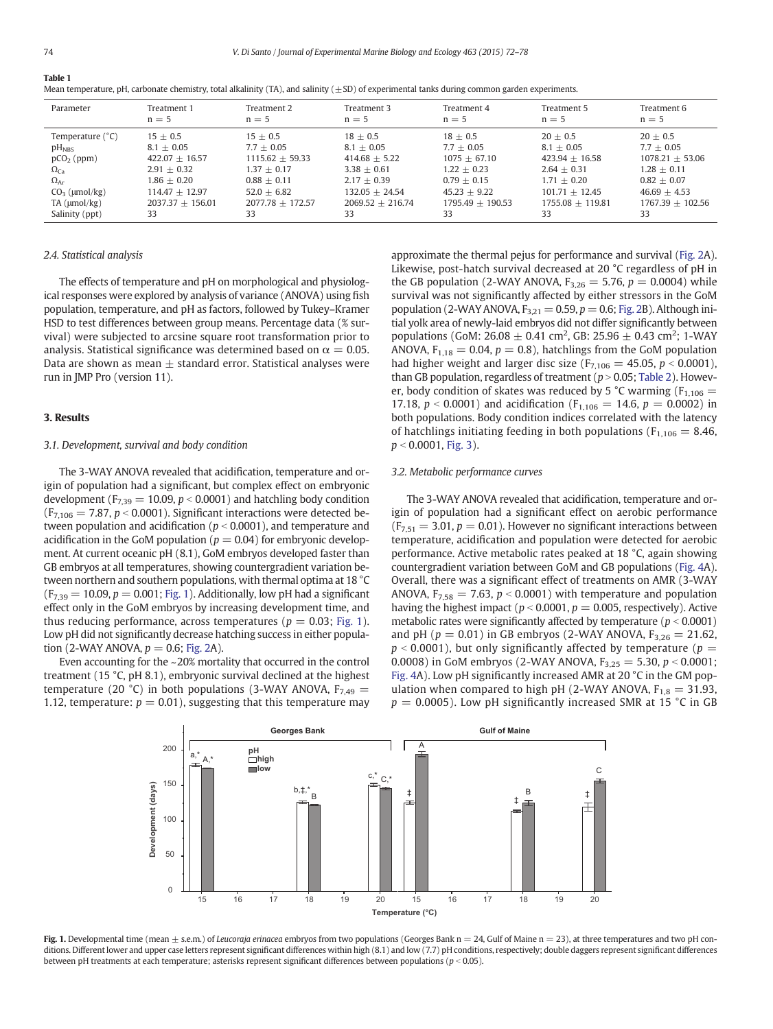**Table 1**
Mean temperature, pH, carbonate chemistry, total alkalinity (TA), and salinity (±SD) of experimental tanks during common garden experiments.

| Parameter | Treatment 1 n = 5 | Treatment 2 n = 5 | Treatment 3 n = 5 | Treatment 4 n = 5 | Treatment 5 n = 5 | Treatment 6 n = 5 |
|---|---|---|---|---|---|---|
| Temperature (°C) | 15 ± 0.5 | 15 ± 0.5 | 18 ± 0.5 | 18 ± 0.5 | 20 ± 0.5 | 20 ± 0.5 |
| $pH_{NBS}$ | 8.1 ± 0.05 | 7.7 ± 0.05 | 8.1 ± 0.05 | 7.7 ± 0.05 | 8.1 ± 0.05 | 7.7 ± 0.05 |
| $pCO_2$ (ppm) | 422.07 ± 16.57 | 1115.62 ± 59.33 | 414.68 ± 5.22 | 1075 ± 67.10 | 423.94 ± 16.58 | 1078.21 ± 53.06 |
| $\Omega_{Ca}$ | 2.91 ± 0.32 | 1.37 ± 0.17 | 3.38 ± 0.61 | 1.22 ± 0.23 | 2.64 ± 0.31 | 1.28 ± 0.11 |
| $\Omega_{Ar}$ | 1.86 ± 0.20 | 0.88 ± 0.11 | 2.17 ± 0.39 | 0.79 ± 0.15 | 1.71 ± 0.20 | 0.82 ± 0.07 |
| $CO_3$ (μmol/kg) | 114.47 ± 12.97 | 52.0 ± 6.82 | 132.05 ± 24.54 | 45.23 ± 9.22 | 101.71 ± 12.45 | 46.69 ± 4.53 |
| TA (μmol/kg) | 2037.37 ± 156.01 | 2077.78 ± 172.57 | 2069.52 ± 216.74 | 1795.49 ± 190.53 | 1755.08 ± 119.81 | 1767.39 ± 102.56 |
| Salinity (ppt) | 33 | 33 | 33 | 33 | 33 | 33 |

### 2.4. Statistical analysis

The effects of temperature and pH on morphological and physiological responses were explored by analysis of variance (ANOVA) using fish population, temperature, and pH as factors, followed by Tukey–Kramer HSD to test differences between group means. Percentage data (% survival) were subjected to arcsine square root transformation prior to analysis. Statistical significance was determined based on α = 0.05. Data are shown as mean ± standard error. Statistical analyses were run in JMP Pro (version 11).

## 3. Results

### 3.1. Development, survival and body condition

The 3-WAY ANOVA revealed that acidification, temperature and origin of population had a significant, but complex effect on embryonic development ($F_{7,39} = 10.09$, $p < 0.0001$) and hatchling body condition ($F_{7,106} = 7.87$, $p < 0.0001$). Significant interactions were detected between population and acidification ($p < 0.0001$), and temperature and acidification in the GoM population ($p = 0.04$) for embryonic development. At current oceanic pH (8.1), GoM embryos developed faster than GB embryos at all temperatures, showing countergradient variation between northern and southern populations, with thermal optima at 18 °C ($F_{7,39} = 10.09$, $p = 0.001$; Fig. 1). Additionally, low pH had a significant effect only in the GoM embryos by increasing development time, and thus reducing performance, across temperatures ($p = 0.03$; Fig. 1). Low pH did not significantly decrease hatching success in either population (2-WAY ANOVA, $p = 0.6$; Fig. 2A).

Even accounting for the ~20% mortality that occurred in the control treatment (15 °C, pH 8.1), embryonic survival declined at the highest temperature (20 °C) in both populations (3-WAY ANOVA, $F_{7,49} = 1.12$, temperature: $p = 0.01$), suggesting that this temperature may approximate the thermal pejus for performance and survival (Fig. 2A). Likewise, post-hatch survival decreased at 20 °C regardless of pH in the GB population (2-WAY ANOVA, $F_{3,26} = 5.76$, $p = 0.0004$) while survival was not significantly affected by either stressors in the GoM population (2-WAY ANOVA, $F_{3,21} = 0.59$, $p = 0.6$; Fig. 2B). Although initial yolk area of newly-laid embryos did not differ significantly between populations (GoM: 26.08 ± 0.41 $cm^2$, GB: 25.96 ± 0.43 $cm^2$; 1-WAY ANOVA, $F_{1,18} = 0.04$, $p = 0.8$), hatchlings from the GoM population had higher weight and larger disc size ($F_{7,106} = 45.05$, $p < 0.0001$), than GB population, regardless of treatment ($p > 0.05$; Table 2). However, body condition of skates was reduced by 5 °C warming ($F_{1,106} = 17.18$, $p < 0.0001$) and acidification ($F_{1,106} = 14.6$, $p = 0.0002$) in both populations. Body condition indices correlated with the latency of hatchlings initiating feeding in both populations ($F_{1,106} = 8.46$, $p < 0.0001$, Fig. 3).

### 3.2. Metabolic performance curves

The 3-WAY ANOVA revealed that acidification, temperature and origin of population had a significant effect on aerobic performance ($F_{7,51} = 3.01$, $p = 0.01$). However no significant interactions between temperature, acidification and population were detected for aerobic performance. Active metabolic rates peaked at 18 °C, again showing countergradient variation between GoM and GB populations (Fig. 4A). Overall, there was a significant effect of treatments on AMR (3-WAY ANOVA, $F_{7,58} = 7.63$, $p < 0.0001$) with temperature and population having the highest impact ($p < 0.0001$, $p = 0.005$, respectively). Active metabolic rates were significantly affected by temperature ($p < 0.0001$) and pH ($p = 0.01$) in GB embryos (2-WAY ANOVA, $F_{3,26} = 21.62$, $p < 0.0001$), but only significantly affected by temperature ($p = 0.0008$) in GoM embryos (2-WAY ANOVA, $F_{3,25} = 5.30$, $p < 0.0001$; Fig. 4A). Low pH significantly increased AMR at 20 °C in the GM population when compared to high pH (2-WAY ANOVA, $F_{1,8} = 31.93$, $p = 0.0005$). Low pH significantly increased SMR at 15 °C in GB

**Fig. 1.** Developmental time (mean ± s.e.m.) of *Leucoraja erinacea* embryos from two populations (Georges Bank n = 24, Gulf of Maine n = 23), at three temperatures and two pH conditions. Different lower and upper case letters represent significant differences within high (8.1) and low (7.7) pH conditions, respectively; double daggers represent significant differences between pH treatments at each temperature; asterisks represent significant differences between populations ($p < 0.05$).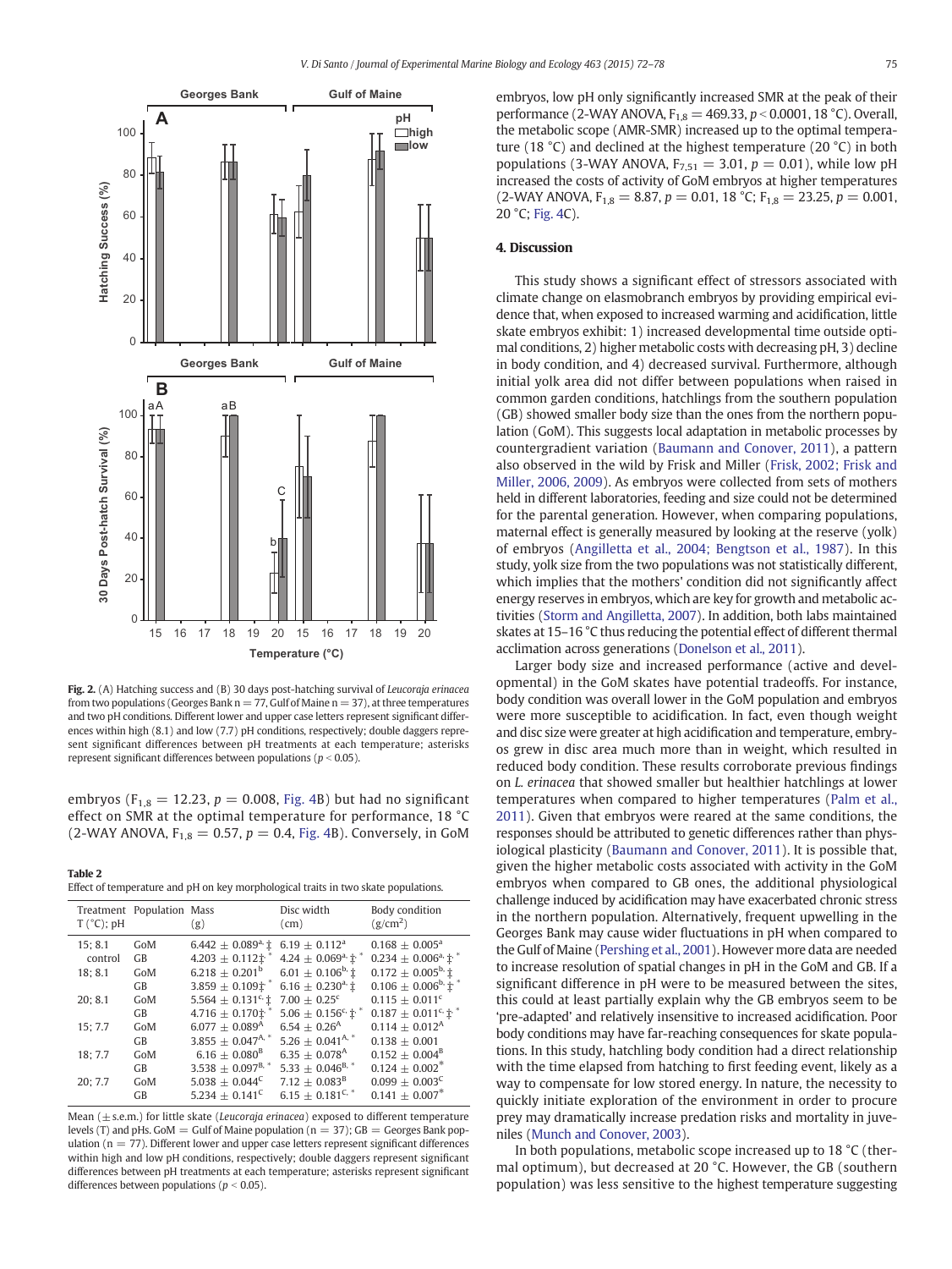Fig. 2. (A) Hatching success and (B) 30 days post-hatching survival of *Leucoraja erinacea* from two populations (Georges Bank n = 77, Gulf of Maine n = 37), at three temperatures and two pH conditions. Different lower and upper case letters represent significant differences within high (8.1) and low (7.7) pH conditions, respectively; double daggers represent significant differences between pH treatments at each temperature; asterisks represent significant differences between populations ($p < 0.05$).

embryos ($F_{1,8} = 12.23$, $p = 0.008$, Fig. 4B) but had no significant effect on SMR at the optimal temperature for performance, 18 °C (2-WAY ANOVA, $F_{1,8} = 0.57$, $p = 0.4$, Fig. 4B). Conversely, in GoM embryos, low pH only significantly increased SMR at the peak of their performance (2-WAY ANOVA, $F_{1,8} = 469.33$, $p < 0.0001$, 18 °C). Overall, the metabolic scope (AMR-SMR) increased up to the optimal temperature (18 °C) and declined at the highest temperature (20 °C) in both populations (3-WAY ANOVA, $F_{7,51} = 3.01$, $p = 0.01$), while low pH increased the costs of activity of GoM embryos at higher temperatures (2-WAY ANOVA, $F_{1,8} = 8.87$, $p = 0.01$, 18 °C; $F_{1,8} = 23.25$, $p = 0.001$, 20 °C; Fig. 4C).

**Table 2**
Effect of temperature and pH on key morphological traits in two skate populations.

| Treatment T (°C); pH | Population | Mass (g) | Disc width (cm) | Body condition (g/cm²) |
|---|---|---|---|---|
| 15; 8.1 control | GoM | 6.442 ± 0.089[a], ‡ | 6.19 ± 0.112[a] | 0.168 ± 0.005[a] |
| | GB | 4.203 ± 0.112‡ * | 4.24 ± 0.069[a], ‡ * | 0.234 ± 0.006[a], ‡ * |
| 18; 8.1 | GoM | 6.218 ± 0.201[b] | 6.01 ± 0.106[b], ‡ | 0.172 ± 0.005[b], ‡ |
| | GB | 3.859 ± 0.109‡ * | 6.16 ± 0.230[a], ‡ | 0.106 ± 0.006[b], ‡ * |
| 20; 8.1 | GoM | 5.564 ± 0.131[c], ‡ | 7.00 ± 0.25[c] | 0.115 ± 0.011[c] |
| | GB | 4.716 ± 0.170‡ * | 5.06 ± 0.156[c], ‡ * | 0.187 ± 0.011[c], ‡ * |
| 15; 7.7 | GoM | 6.077 ± 0.089[A] | 6.54 ± 0.26[A] | 0.114 ± 0.012[A] |
| | GB | 3.855 ± 0.047[A, *] | 5.26 ± 0.041[A, *] | 0.138 ± 0.001 |
| 18; 7.7 | GoM | 6.16 ± 0.080[B] | 6.35 ± 0.078[A] | 0.152 ± 0.004[B] |
| | GB | 3.538 ± 0.097[B, *] | 5.33 ± 0.046[B, *] | 0.124 ± 0.002* |
| 20; 7.7 | GoM | 5.038 ± 0.044[C] | 7.12 ± 0.083[B] | 0.099 ± 0.003[C] |
| | GB | 5.234 ± 0.141[C] | 6.15 ± 0.181[C, *] | 0.141 ± 0.007* |

Mean (± s.e.m.) for little skate (*Leucoraja erinacea*) exposed to different temperature levels (T) and pHs. GoM = Gulf of Maine population (n = 37); GB = Georges Bank population (n = 77). Different lower and upper case letters represent significant differences within high and low pH conditions, respectively; double daggers represent significant differences between pH treatments at each temperature; asterisks represent significant differences between populations ($p < 0.05$).

## 4. Discussion

This study shows a significant effect of stressors associated with climate change on elasmobranch embryos by providing empirical evidence that, when exposed to increased warming and acidification, little skate embryos exhibit: 1) increased developmental time outside optimal conditions, 2) higher metabolic costs with decreasing pH, 3) decline in body condition, and 4) decreased survival. Furthermore, although initial yolk area did not differ between populations when raised in common garden conditions, hatchlings from the southern population (GB) showed smaller body size than the ones from the northern population (GoM). This suggests local adaptation in metabolic processes by countergradient variation (Baumann and Conover, 2011), a pattern also observed in the wild by Frisk and Miller (Frisk, 2002; Frisk and Miller, 2006, 2009). As embryos were collected from sets of mothers held in different laboratories, feeding and size could not be determined for the parental generation. However, when comparing populations, maternal effect is generally measured by looking at the reserve (yolk) of embryos (Angilletta et al., 2004; Bengtson et al., 1987). In this study, yolk size from the two populations was not statistically different, which implies that the mothers' condition did not significantly affect energy reserves in embryos, which are key for growth and metabolic activities (Storm and Angilletta, 2007). In addition, both labs maintained skates at 15–16 °C thus reducing the potential effect of different thermal acclimation across generations (Donelson et al., 2011).

Larger body size and increased performance (active and developmental) in the GoM skates have potential tradeoffs. For instance, body condition was overall lower in the GoM population and embryos were more susceptible to acidification. In fact, even though weight and disc size were greater at high acidification and temperature, embryos grew in disc area much more than in weight, which resulted in reduced body condition. These results corroborate previous findings on *L. erinacea* that showed smaller but healthier hatchlings at lower temperatures when compared to higher temperatures (Palm et al., 2011). Given that embryos were reared at the same conditions, the responses should be attributed to genetic differences rather than physiological plasticity (Baumann and Conover, 2011). It is possible that, given the higher metabolic costs associated with activity in the GoM embryos when compared to GB ones, the additional physiological challenge induced by acidification may have exacerbated chronic stress in the northern population. Alternatively, frequent upwelling in the Georges Bank may cause wider fluctuations in pH when compared to the Gulf of Maine (Pershing et al., 2001). However more data are needed to increase resolution of spatial changes in pH in the GoM and GB. If a significant difference in pH were to be measured between the sites, this could at least partially explain why the GB embryos seem to be 'pre-adapted' and relatively insensitive to increased acidification. Poor body conditions may have far-reaching consequences for skate populations. In this study, hatchling body condition had a direct relationship with the time elapsed from hatching to first feeding event, likely as a way to compensate for low stored energy. In nature, the necessity to quickly initiate exploration of the environment in order to procure prey may dramatically increase predation risks and mortality in juveniles (Munch and Conover, 2003).

In both populations, metabolic scope increased up to 18 °C (thermal optimum), but decreased at 20 °C. However, the GB (southern population) was less sensitive to the highest temperature suggesting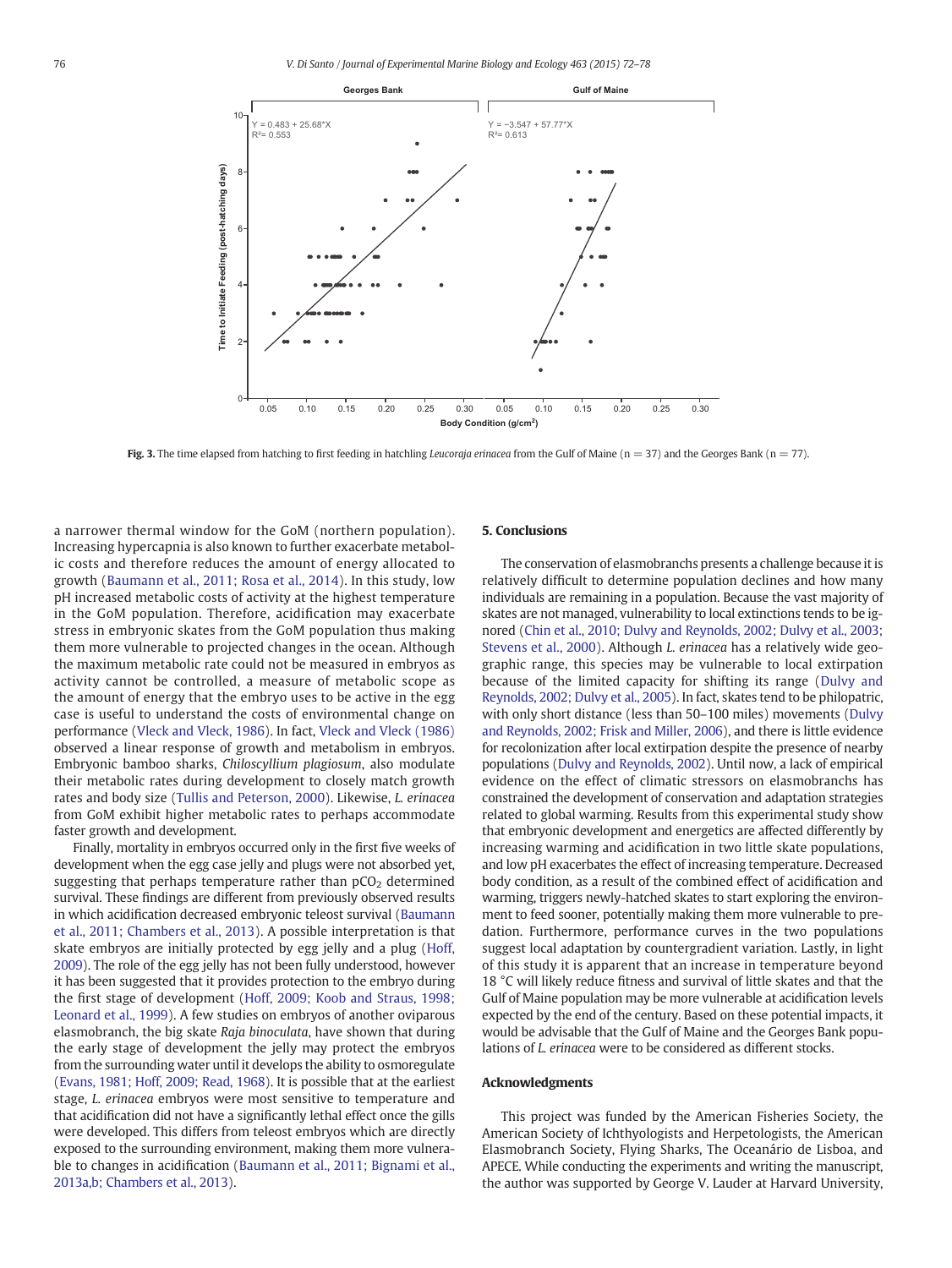Fig. 3. The time elapsed from hatching to first feeding in hatchling *Leucoraja erinacea* from the Gulf of Maine (n = 37) and the Georges Bank (n = 77).

a narrower thermal window for the GoM (northern population). Increasing hypercapnia is also known to further exacerbate metabolic costs and therefore reduces the amount of energy allocated to growth (Baumann et al., 2011; Rosa et al., 2014). In this study, low pH increased metabolic costs of activity at the highest temperature in the GoM population. Therefore, acidification may exacerbate stress in embryonic skates from the GoM population thus making them more vulnerable to projected changes in the ocean. Although the maximum metabolic rate could not be measured in embryos as activity cannot be controlled, a measure of metabolic scope as the amount of energy that the embryo uses to be active in the egg case is useful to understand the costs of environmental change on performance (Vleck and Vleck, 1986). In fact, Vleck and Vleck (1986) observed a linear response of growth and metabolism in embryos. Embryonic bamboo sharks, *Chiloscyllium plagiosum*, also modulate their metabolic rates during development to closely match growth rates and body size (Tullis and Peterson, 2000). Likewise, *L. erinacea* from GoM exhibit higher metabolic rates to perhaps accommodate faster growth and development.

Finally, mortality in embryos occurred only in the first five weeks of development when the egg case jelly and plugs were not absorbed yet, suggesting that perhaps temperature rather than $pCO_2$ determined survival. These findings are different from previously observed results in which acidification decreased embryonic teleost survival (Baumann et al., 2011; Chambers et al., 2013). A possible interpretation is that skate embryos are initially protected by egg jelly and a plug (Hoff, 2009). The role of the egg jelly has not been fully understood, however it has been suggested that it provides protection to the embryo during the first stage of development (Hoff, 2009; Koob and Straus, 1998; Leonard et al., 1999). A few studies on embryos of another oviparous elasmobranch, the big skate *Raja binoculata*, have shown that during the early stage of development the jelly may protect the embryos from the surrounding water until it develops the ability to osmoregulate (Evans, 1981; Hoff, 2009; Read, 1968). It is possible that at the earliest stage, *L. erinacea* embryos were most sensitive to temperature and that acidification did not have a significantly lethal effect once the gills were developed. This differs from teleost embryos which are directly exposed to the surrounding environment, making them more vulnerable to changes in acidification (Baumann et al., 2011; Bignami et al., 2013a,b; Chambers et al., 2013).

## 5. Conclusions

The conservation of elasmobranchs presents a challenge because it is relatively difficult to determine population declines and how many individuals are remaining in a population. Because the vast majority of skates are not managed, vulnerability to local extinctions tends to be ignored (Chin et al., 2010; Dulvy and Reynolds, 2002; Dulvy et al., 2003; Stevens et al., 2000). Although *L. erinacea* has a relatively wide geographic range, this species may be vulnerable to local extirpation because of the limited capacity for shifting its range (Dulvy and Reynolds, 2002; Dulvy et al., 2005). In fact, skates tend to be philopatric, with only short distance (less than 50–100 miles) movements (Dulvy and Reynolds, 2002; Frisk and Miller, 2006), and there is little evidence for recolonization after local extirpation despite the presence of nearby populations (Dulvy and Reynolds, 2002). Until now, a lack of empirical evidence on the effect of climatic stressors on elasmobranchs has constrained the development of conservation and adaptation strategies related to global warming. Results from this experimental study show that embryonic development and energetics are affected differently by increasing warming and acidification in two little skate populations, and low pH exacerbates the effect of increasing temperature. Decreased body condition, as a result of the combined effect of acidification and warming, triggers newly-hatched skates to start exploring the environment to feed sooner, potentially making them more vulnerable to predation. Furthermore, performance curves in the two populations suggest local adaptation by countergradient variation. Lastly, in light of this study it is apparent that an increase in temperature beyond 18 °C will likely reduce fitness and survival of little skates and that the Gulf of Maine population may be more vulnerable at acidification levels expected by the end of the century. Based on these potential impacts, it would be advisable that the Gulf of Maine and the Georges Bank populations of *L. erinacea* were to be considered as different stocks.

## Acknowledgments

This project was funded by the American Fisheries Society, the American Society of Ichthyologists and Herpetologists, the American Elasmobranch Society, Flying Sharks, The Oceanário de Lisboa, and APECE. While conducting the experiments and writing the manuscript, the author was supported by George V. Lauder at Harvard University,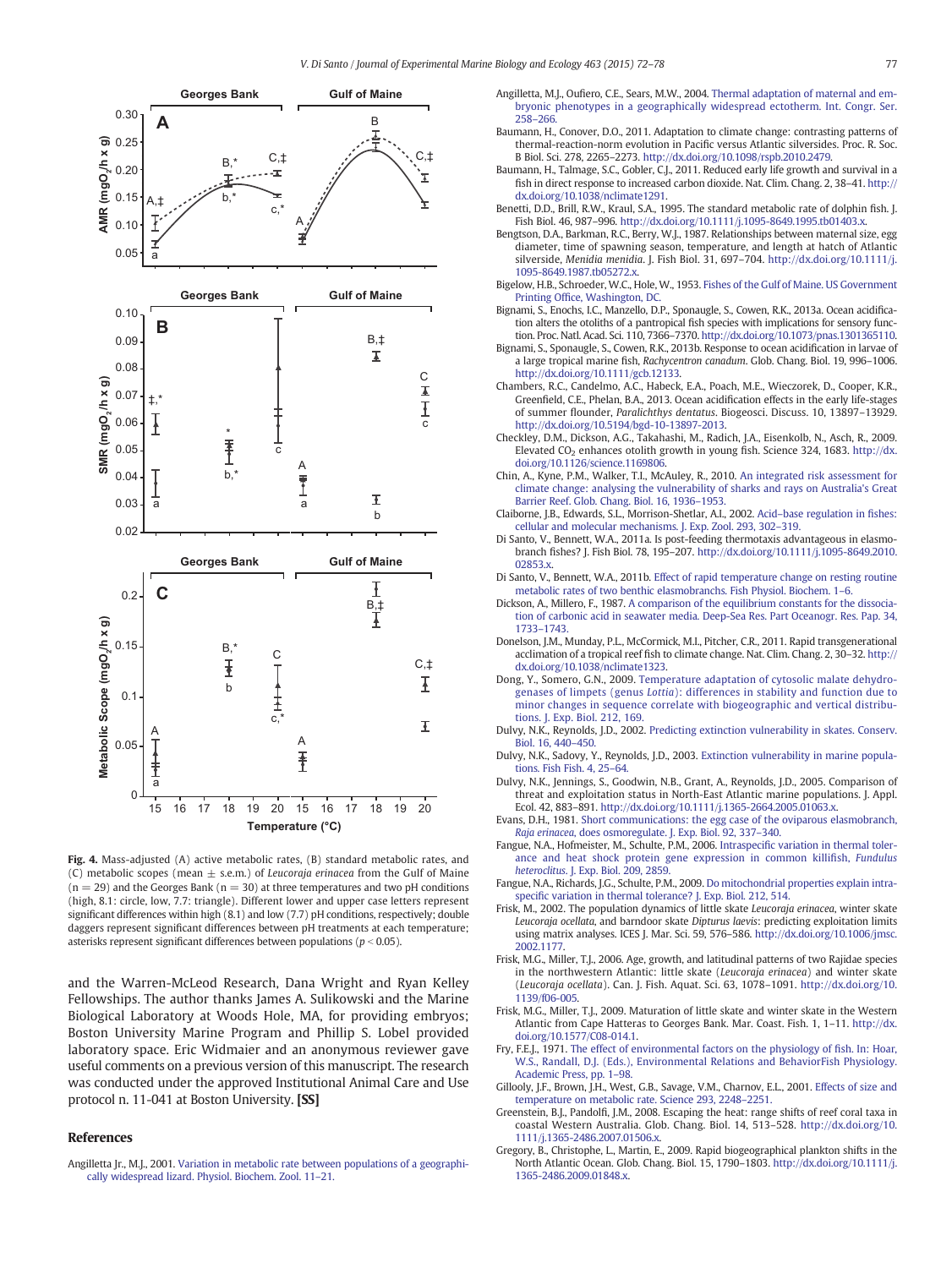Fig. 4. Mass-adjusted (A) active metabolic rates, (B) standard metabolic rates, and (C) metabolic scopes (mean ± s.e.m.) of *Leucoraja erinacea* from the Gulf of Maine (n = 29) and the Georges Bank (n = 30) at three temperatures and two pH conditions (high, 8.1: circle, low, 7.7: triangle). Different lower and upper case letters represent significant differences within high (8.1) and low (7.7) pH conditions, respectively; double daggers represent significant differences between pH treatments at each temperature; asterisks represent significant differences between populations ($p < 0.05$).

and the Warren-McLeod Research, Dana Wright and Ryan Kelley Fellowships. The author thanks James A. Sulikowski and the Marine Biological Laboratory at Woods Hole, MA, for providing embryos; Boston University Marine Program and Phillip S. Lobel provided laboratory space. Eric Widmaier and an anonymous reviewer gave useful comments on a previous version of this manuscript. The research was conducted under the approved Institutional Animal Care and Use protocol n. 11-041 at Boston University. **[SS]**

## References

Angilletta Jr., M.J., 2001. Variation in metabolic rate between populations of a geographically widespread lizard. Physiol. Biochem. Zool. 11–21.

Angilletta, M.J., Oufiero, C.E., Sears, M.W., 2004. Thermal adaptation of maternal and embryonic phenotypes in a geographically widespread ectotherm. Int. Congr. Ser. 258–266.

Baumann, H., Conover, D.O., 2011. Adaptation to climate change: contrasting patterns of thermal-reaction-norm evolution in Pacific versus Atlantic silversides. Proc. R. Soc. B Biol. Sci. 278, 2265–2273. http://dx.doi.org/10.1098/rspb.2010.2479.

Baumann, H., Talmage, S.C., Gobler, C.J., 2011. Reduced early life growth and survival in a fish in direct response to increased carbon dioxide. Nat. Clim. Chang. 2, 38–41. http://dx.doi.org/10.1038/nclimate1291.

Benetti, D.D., Brill, R.W., Kraul, S.A., 1995. The standard metabolic rate of dolphin fish. J. Fish Biol. 46, 987–996. http://dx.doi.org/10.1111/j.1095-8649.1995.tb01403.x.

Bengtson, D.A., Barkman, R.C., Berry, W.J., 1987. Relationships between maternal size, egg diameter, time of spawning season, temperature, and length at hatch of Atlantic silverside, *Menidia menidia*. J. Fish Biol. 31, 697–704. http://dx.doi.org/10.1111/j.1095-8649.1987.tb05272.x.

Bigelow, H.B., Schroeder, W.C., Hole, W., 1953. Fishes of the Gulf of Maine. US Government Printing Office, Washington, DC.

Bignami, S., Enochs, I.C., Manzello, D.P., Sponaugle, S., Cowen, R.K., 2013a. Ocean acidification alters the otoliths of a pantropical fish species with implications for sensory function. Proc. Natl. Acad. Sci. 110, 7366–7370. http://dx.doi.org/10.1073/pnas.1301365110.

Bignami, S., Sponaugle, S., Cowen, R.K., 2013b. Response to ocean acidification in larvae of a large tropical marine fish, *Rachycentron canadum*. Glob. Chang. Biol. 19, 996–1006. http://dx.doi.org/10.1111/gcb.12133.

Chambers, R.C., Candelmo, A.C., Habeck, E.A., Poach, M.E., Wieczorek, D., Cooper, K.R., Greenfield, C.E., Phelan, B.A., 2013. Ocean acidification effects in the early life-stages of summer flounder, *Paralichthys dentatus*. Biogeosci. Discuss. 10, 13897–13929. http://dx.doi.org/10.5194/bgd-10-13897-2013.

Checkley, D.M., Dickson, A.G., Takahashi, M., Radich, J.A., Eisenkolb, N., Asch, R., 2009. Elevated $CO_2$ enhances otolith growth in young fish. Science 324, 1683. http://dx.doi.org/10.1126/science.1169806.

Chin, A., Kyne, P.M., Walker, T.I., McAuley, R., 2010. An integrated risk assessment for climate change: analysing the vulnerability of sharks and rays on Australia's Great Barrier Reef. Glob. Chang. Biol. 16, 1936–1953.

Claiborne, J.B., Edwards, S.L., Morrison-Shetlar, A.I., 2002. Acid–base regulation in fishes: cellular and molecular mechanisms. J. Exp. Zool. 293, 302–319.

Di Santo, V., Bennett, W.A., 2011a. Is post-feeding thermotaxis advantageous in elasmobranch fishes? J. Fish Biol. 78, 195–207. http://dx.doi.org/10.1111/j.1095-8649.2010.02853.x.

Di Santo, V., Bennett, W.A., 2011b. Effect of rapid temperature change on resting routine metabolic rates of two benthic elasmobranchs. Fish Physiol. Biochem. 1–6.

Dickson, A., Millero, F., 1987. A comparison of the equilibrium constants for the dissociation of carbonic acid in seawater media. Deep-Sea Res. Part Oceanogr. Res. Pap. 34, 1733–1743.

Donelson, J.M., Munday, P.L., McCormick, M.I., Pitcher, C.R., 2011. Rapid transgenerational acclimation of a tropical reef fish to climate change. Nat. Clim. Chang. 2, 30–32. http://dx.doi.org/10.1038/nclimate1323.

Dong, Y., Somero, G.N., 2009. Temperature adaptation of cytosolic malate dehydrogenases of limpets (genus *Lottia*): differences in stability and function due to minor changes in sequence correlate with biogeographic and vertical distributions. J. Exp. Biol. 212, 169.

Dulvy, N.K., Reynolds, J.D., 2002. Predicting extinction vulnerability in skates. Conserv. Biol. 16, 440–450.

Dulvy, N.K., Sadovy, Y., Reynolds, J.D., 2003. Extinction vulnerability in marine populations. Fish Fish. 4, 25–64.

Dulvy, N.K., Jennings, S., Goodwin, N.B., Grant, A., Reynolds, J.D., 2005. Comparison of threat and exploitation status in North-East Atlantic marine populations. J. Appl. Ecol. 42, 883–891. http://dx.doi.org/10.1111/j.1365-2664.2005.01063.x.

Evans, D.H., 1981. Short communications: the egg case of the oviparous elasmobranch, *Raja erinacea*, does osmoregulate. J. Exp. Biol. 92, 337–340.

Fangue, N.A., Hofmeister, M., Schulte, P.M., 2006. Intraspecific variation in thermal tolerance and heat shock protein gene expression in common killifish, *Fundulus heteroclitus*. J. Exp. Biol. 209, 2859.

Fangue, N.A., Richards, J.G., Schulte, P.M., 2009. Do mitochondrial properties explain intraspecific variation in thermal tolerance? J. Exp. Biol. 212, 514.

Frisk, M., 2002. The population dynamics of little skate *Leucoraja erinacea*, winter skate *Leucoraja ocellata*, and barndoor skate *Dipturus laevis*: predicting exploitation limits using matrix analyses. ICES J. Mar. Sci. 59, 576–586. http://dx.doi.org/10.1006/jmsc.2002.1177.

Frisk, M.G., Miller, T.J., 2006. Age, growth, and latitudinal patterns of two Rajidae species in the northwestern Atlantic: little skate (*Leucoraja erinacea*) and winter skate (*Leucoraja ocellata*). Can. J. Fish. Aquat. Sci. 63, 1078–1091. http://dx.doi.org/10.1139/f06-005.

Frisk, M.G., Miller, T.J., 2009. Maturation of little skate and winter skate in the Western Atlantic from Cape Hatteras to Georges Bank. Mar. Coast. Fish. 1, 1–11. http://dx.doi.org/10.1577/C08-014.1.

Fry, F.E.J., 1971. The effect of environmental factors on the physiology of fish. In: Hoar, W.S., Randall, D.J. (Eds.), Environmental Relations and BehaviorFish Physiology. Academic Press, pp. 1–98.

Gillooly, J.F., Brown, J.H., West, G.B., Savage, V.M., Charnov, E.L., 2001. Effects of size and temperature on metabolic rate. Science 293, 2248–2251.

Greenstein, B.J., Pandolfi, J.M., 2008. Escaping the heat: range shifts of reef coral taxa in coastal Western Australia. Glob. Chang. Biol. 14, 513–528. http://dx.doi.org/10.1111/j.1365-2486.2007.01506.x.

Gregory, B., Christophe, L., Martin, E., 2009. Rapid biogeographical plankton shifts in the North Atlantic Ocean. Glob. Chang. Biol. 15, 1790–1803. http://dx.doi.org/10.1111/j.1365-2486.2009.01848.x.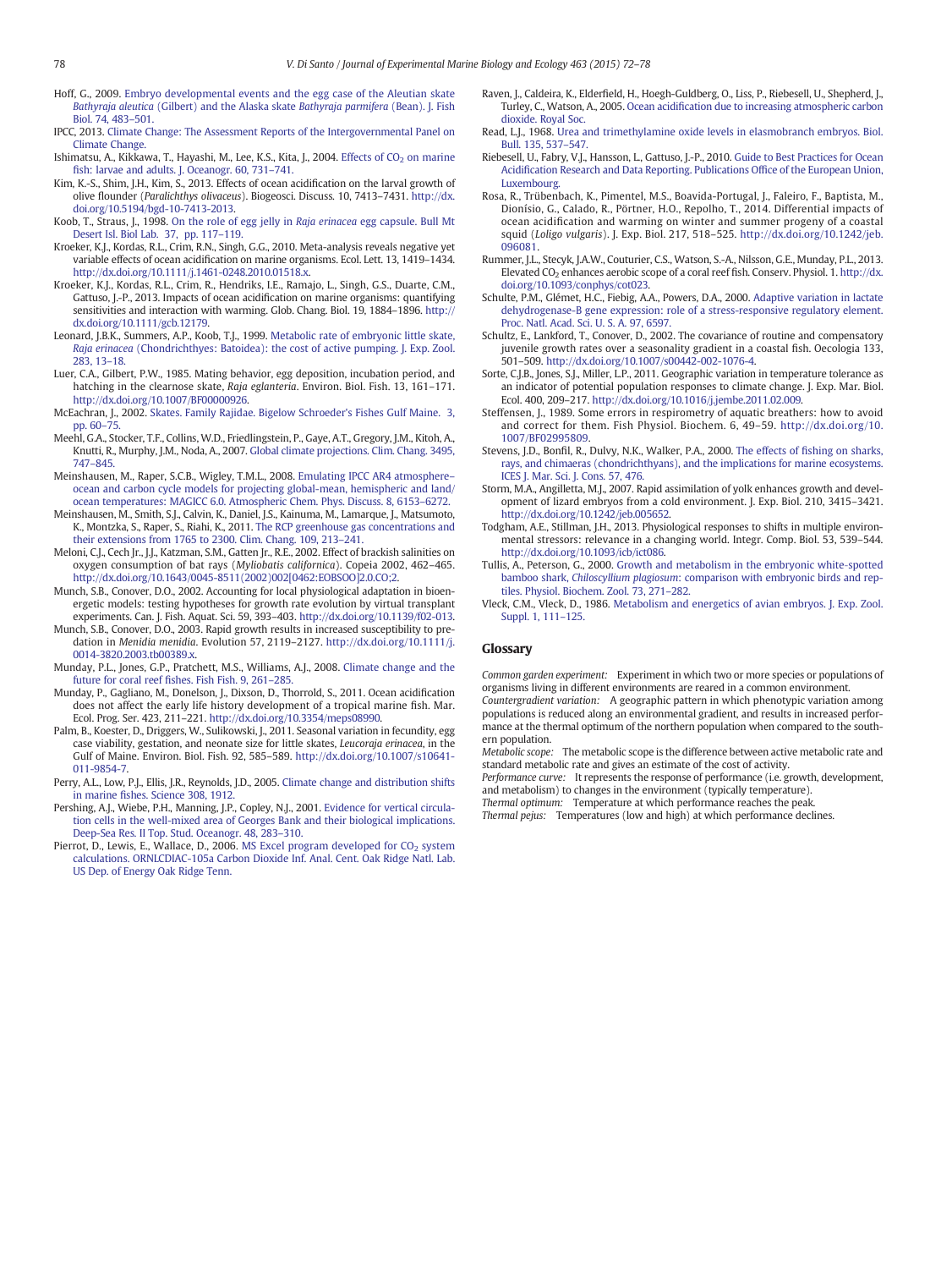Hoff, G., 2009. Embryo developmental events and the egg case of the Aleutian skate *Bathyraja aleutica* (Gilbert) and the Alaska skate *Bathyraja parmifera* (Bean). J. Fish Biol. 74, 483–501.

IPCC, 2013. Climate Change: The Assessment Reports of the Intergovernmental Panel on Climate Change.

Ishimatsu, A., Kikkawa, T., Hayashi, M., Lee, K.S., Kita, J., 2004. Effects of $CO_2$ on marine fish: larvae and adults. J. Oceanogr. 60, 731–741.

Kim, K.-S., Shim, J.H., Kim, S., 2013. Effects of ocean acidification on the larval growth of olive flounder (*Paralichthys olivaceus*). Biogeosci. Discuss. 10, 7413–7431. http://dx.doi.org/10.5194/bgd-10-7413-2013.

Koob, T., Straus, J., 1998. On the role of egg jelly in *Raja erinacea* egg capsule. Bull Mt Desert Isl. Biol Lab. 37, pp. 117–119.

Kroeker, K.J., Kordas, R.L., Crim, R.N., Singh, G.G., 2010. Meta-analysis reveals negative yet variable effects of ocean acidification on marine organisms. Ecol. Lett. 13, 1419–1434. http://dx.doi.org/10.1111/j.1461-0248.2010.01518.x.

Kroeker, K.J., Kordas, R.L., Crim, R., Hendriks, I.E., Ramajo, L., Singh, G.S., Duarte, C.M., Gattuso, J.-P., 2013. Impacts of ocean acidification on marine organisms: quantifying sensitivities and interaction with warming. Glob. Chang. Biol. 19, 1884–1896. http://dx.doi.org/10.1111/gcb.12179.

Leonard, J.B.K., Summers, A.P., Koob, T.J., 1999. Metabolic rate of embryonic little skate, *Raja erinacea* (Chondrichthyes: Batoidea): the cost of active pumping. J. Exp. Zool. 283, 13–18.

Luer, C.A., Gilbert, P.W., 1985. Mating behavior, egg deposition, incubation period, and hatching in the clearnose skate, *Raja eglanteria*. Environ. Biol. Fish. 13, 161–171. http://dx.doi.org/10.1007/BF00000926.

McEachran, J., 2002. Skates. Family Rajidae. Bigelow Schroeder's Fishes Gulf Maine. 3, pp. 60–75.

Meehl, G.A., Stocker, T.F., Collins, W.D., Friedlingstein, P., Gaye, A.T., Gregory, J.M., Kitoh, A., Knutti, R., Murphy, J.M., Noda, A., 2007. Global climate projections. Clim. Chang. 3495, 747–845.

Meinshausen, M., Raper, S.C.B., Wigley, T.M.L., 2008. Emulating IPCC AR4 atmosphere–ocean and carbon cycle models for projecting global-mean, hemispheric and land/ocean temperatures: MAGICC 6.0. Atmospheric Chem. Phys. Discuss. 8, 6153–6272.

Meinshausen, M., Smith, S.J., Calvin, K., Daniel, J.S., Kainuma, M., Lamarque, J., Matsumoto, K., Montzka, S., Raper, S., Riahi, K., 2011. The RCP greenhouse gas concentrations and their extensions from 1765 to 2300. Clim. Chang. 109, 213–241.

Meloni, C.J., Cech Jr., J.J., Katzman, S.M., Gatten Jr., R.E., 2002. Effect of brackish salinities on oxygen consumption of bat rays (*Myliobatis californica*). Copeia 2002, 462–465. http://dx.doi.org/10.1643/0045-8511(2002)002[0462:EOBSOO]2.0.CO;2.

Munch, S.B., Conover, D.O., 2002. Accounting for local physiological adaptation in bioenergetic models: testing hypotheses for growth rate evolution by virtual transplant experiments. Can. J. Fish. Aquat. Sci. 59, 393–403. http://dx.doi.org/10.1139/f02-013.

Munch, S.B., Conover, D.O., 2003. Rapid growth results in increased susceptibility to predation in *Menidia menidia*. Evolution 57, 2119–2127. http://dx.doi.org/10.1111/j.0014-3820.2003.tb00389.x.

Munday, P.L., Jones, G.P., Pratchett, M.S., Williams, A.J., 2008. Climate change and the future for coral reef fishes. Fish Fish. 9, 261–285.

Munday, P., Gagliano, M., Donelson, J., Dixson, D., Thorrold, S., 2011. Ocean acidification does not affect the early life history development of a tropical marine fish. Mar. Ecol. Prog. Ser. 423, 211–221. http://dx.doi.org/10.3354/meps08990.

Palm, B., Koester, D., Driggers, W., Sulikowski, J., 2011. Seasonal variation in fecundity, egg case viability, gestation, and neonate size for little skates, *Leucoraja erinacea*, in the Gulf of Maine. Environ. Biol. Fish. 92, 585–589. http://dx.doi.org/10.1007/s10641-011-9854-7.

Perry, A.L., Low, P.J., Ellis, J.R., Reynolds, J.D., 2005. Climate change and distribution shifts in marine fishes. Science 308, 1912.

Pershing, A.J., Wiebe, P.H., Manning, J.P., Copley, N.J., 2001. Evidence for vertical circulation cells in the well-mixed area of Georges Bank and their biological implications. Deep-Sea Res. II Top. Stud. Oceanogr. 48, 283–310.

Pierrot, D., Lewis, E., Wallace, D., 2006. MS Excel program developed for $CO_2$ system calculations. ORNLCDIAC-105a Carbon Dioxide Inf. Anal. Cent. Oak Ridge Natl. Lab. US Dep. of Energy Oak Ridge Tenn.

Raven, J., Caldeira, K., Elderfield, H., Hoegh-Guldberg, O., Liss, P., Riebesell, U., Shepherd, J., Turley, C., Watson, A., 2005. Ocean acidification due to increasing atmospheric carbon dioxide. Royal Soc.

Read, L.J., 1968. Urea and trimethylamine oxide levels in elasmobranch embryos. Biol. Bull. 135, 537–547.

Riebesell, U., Fabry, V.J., Hansson, L., Gattuso, J.-P., 2010. Guide to Best Practices for Ocean Acidification Research and Data Reporting. Publications Office of the European Union, Luxembourg.

Rosa, R., Trübenbach, K., Pimentel, M.S., Boavida-Portugal, J., Faleiro, F., Baptista, M., Dionísio, G., Calado, R., Pörtner, H.O., Repolho, T., 2014. Differential impacts of ocean acidification and warming on winter and summer progeny of a coastal squid (*Loligo vulgaris*). J. Exp. Biol. 217, 518–525. http://dx.doi.org/10.1242/jeb.096081.

Rummer, J.L., Stecyk, J.A.W., Couturier, C.S., Watson, S.-A., Nilsson, G.E., Munday, P.L., 2013. Elevated $CO_2$ enhances aerobic scope of a coral reef fish. Conserv. Physiol. 1. http://dx.doi.org/10.1093/conphys/cot023.

Schulte, P.M., Glémet, H.C., Fiebig, A.A., Powers, D.A., 2000. Adaptive variation in lactate dehydrogenase-B gene expression: role of a stress-responsive regulatory element. Proc. Natl. Acad. Sci. U. S. A. 97, 6597.

Schultz, E., Lankford, T., Conover, D., 2002. The covariance of routine and compensatory juvenile growth rates over a seasonality gradient in a coastal fish. Oecologia 133, 501–509. http://dx.doi.org/10.1007/s00442-002-1076-4.

Sorte, C.J.B., Jones, S.J., Miller, L.P., 2011. Geographic variation in temperature tolerance as an indicator of potential population responses to climate change. J. Exp. Mar. Biol. Ecol. 400, 209–217. http://dx.doi.org/10.1016/j.jembe.2011.02.009.

Steffensen, J., 1989. Some errors in respirometry of aquatic breathers: how to avoid and correct for them. Fish Physiol. Biochem. 6, 49–59. http://dx.doi.org/10.1007/BF02995809.

Stevens, J.D., Bonfil, R., Dulvy, N.K., Walker, P.A., 2000. The effects of fishing on sharks, rays, and chimaeras (chondrichthyans), and the implications for marine ecosystems. ICES J. Mar. Sci. J. Cons. 57, 476.

Storm, M.A., Angilletta, M.J., 2007. Rapid assimilation of yolk enhances growth and development of lizard embryos from a cold environment. J. Exp. Biol. 210, 3415–3421. http://dx.doi.org/10.1242/jeb.005652.

Todgham, A.E., Stillman, J.H., 2013. Physiological responses to shifts in multiple environmental stressors: relevance in a changing world. Integr. Comp. Biol. 53, 539–544. http://dx.doi.org/10.1093/icb/ict086.

Tullis, A., Peterson, G., 2000. Growth and metabolism in the embryonic white-spotted bamboo shark, *Chiloscyllium plagiosum*: comparison with embryonic birds and reptiles. Physiol. Biochem. Zool. 73, 271–282.

Vleck, C.M., Vleck, D., 1986. Metabolism and energetics of avian embryos. J. Exp. Zool. Suppl. 1, 111–125.

## Glossary

*Common garden experiment:* Experiment in which two or more species or populations of organisms living in different environments are reared in a common environment.

*Countergradient variation:* A geographic pattern in which phenotypic variation among populations is reduced along an environmental gradient, and results in increased performance at the thermal optimum of the northern population when compared to the southern population.

*Metabolic scope:* The metabolic scope is the difference between active metabolic rate and standard metabolic rate and gives an estimate of the cost of activity.

*Performance curve:* It represents the response of performance (i.e. growth, development, and metabolism) to changes in the environment (typically temperature).

*Thermal optimum:* Temperature at which performance reaches the peak.

*Thermal pejus:* Temperatures (low and high) at which performance declines.